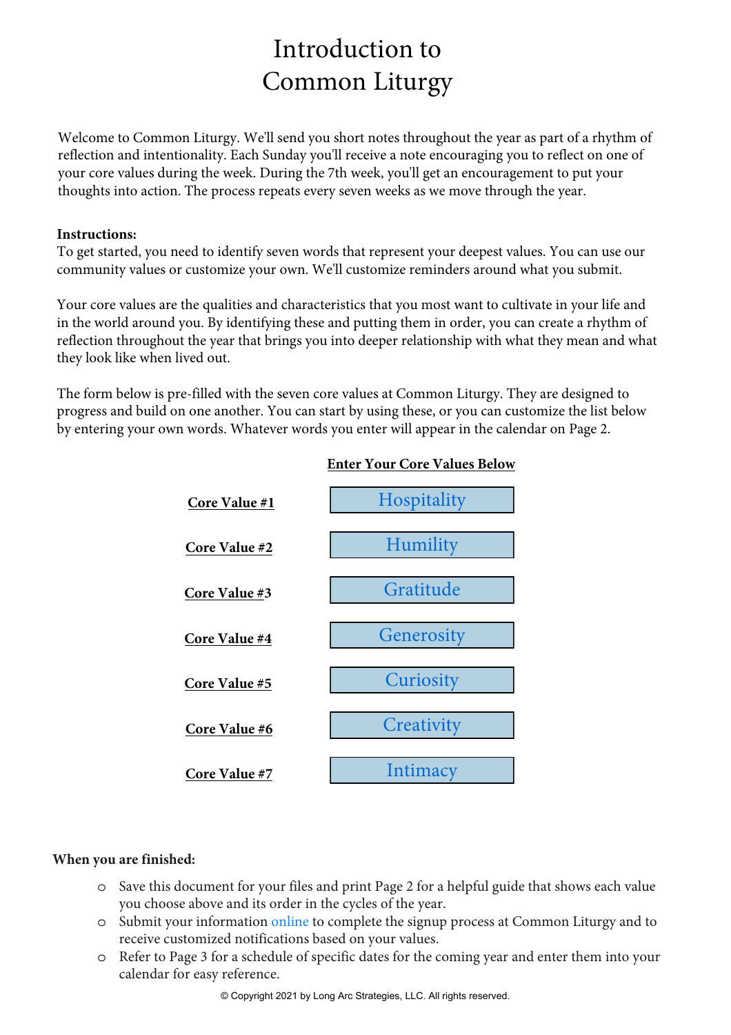# Introduction to Common Liturgy

Welcome to Common Liturgy. We'll send you short notes throughout the year as part of a rhythm of reflection and intentionality. Each Sunday you'll receive a note encouraging you to reflect on one of your core values during the week. During the 7th week, you'll get an encouragement to put your thoughts into action. The process repeats every seven weeks as we move through the year.

**Instructions:**
To get started, you need to identify seven words that represent your deepest values. You can use our community values or customize your own. We'll customize reminders around what you submit.

Your core values are the qualities and characteristics that you most want to cultivate in your life and in the world around you. By identifying these and putting them in order, you can create a rhythm of reflection throughout the year that brings you into deeper relationship with what they mean and what they look like when lived out.

The form below is pre-filled with the seven core values at Common Liturgy. They are designed to progress and build on one another. You can start by using these, or you can customize the list below by entering your own words. Whatever words you enter will appear in the calendar on Page 2.

| | **Enter Your Core Values Below** |
|---|---|
| **Core Value #1** | Hospitality |
| **Core Value #2** | Humility |
| **Core Value #3** | Gratitude |
| **Core Value #4** | Generosity |
| **Core Value #5** | Curiosity |
| **Core Value #6** | Creativity |
| **Core Value #7** | Intimacy |

**When you are finished:**

- Save this document for your files and print Page 2 for a helpful guide that shows each value you choose above and its order in the cycles of the year.
- Submit your information online to complete the signup process at Common Liturgy and to receive customized notifications based on your values.
- Refer to Page 3 for a schedule of specific dates for the coming year and enter them into your calendar for easy reference.

© Copyright 2021 by Long Arc Strategies, LLC. All rights reserved.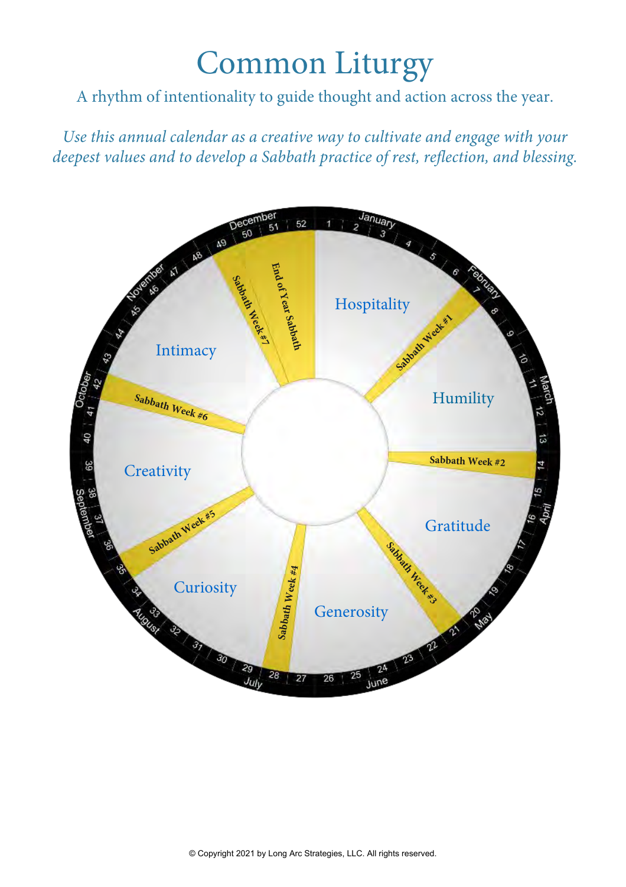# Common Liturgy

A rhythm of intentionality to guide thought and action across the year.

*Use this annual calendar as a creative way to cultivate and engage with your deepest values and to develop a Sabbath practice of rest, reflection, and blessing.*

January 1 2 3 4 5 6 — Hospitality

February 7 — Sabbath Week #1

8 9 10 March 11 12 13 — Humility

14 — Sabbath Week #2

15 April 16 17 18 19 20 — Gratitude

May 21 — Sabbath Week #3

22 23 June 24 25 26 27 — Generosity

28 — Sabbath Week #4

July 29 30 31 32 August 33 34 — Curiosity

35 — Sabbath Week #5

36 37 September 38 39 40 41 — Creativity

October 42 — Sabbath Week #6

43 44 45 November 46 47 48 — Intimacy

49 — Sabbath Week #7

December 50 51 52 — End of Year Sabbath

© Copyright 2021 by Long Arc Strategies, LLC. All rights reserved.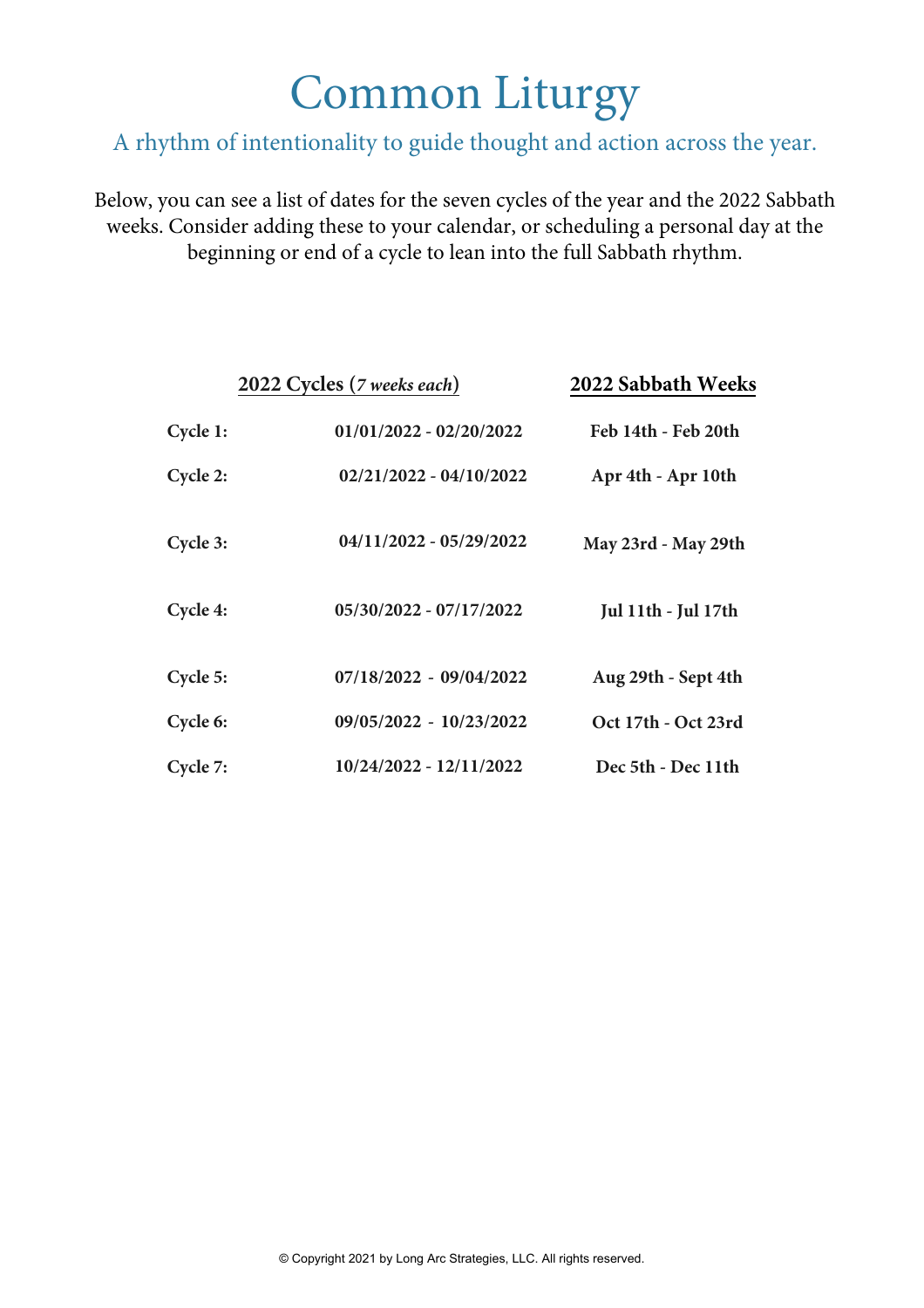# Common Liturgy

## A rhythm of intentionality to guide thought and action across the year.

Below, you can see a list of dates for the seven cycles of the year and the 2022 Sabbath weeks. Consider adding these to your calendar, or scheduling a personal day at the beginning or end of a cycle to lean into the full Sabbath rhythm.

| | 2022 Cycles (*7 weeks each*) | 2022 Sabbath Weeks |
|---|---|---|
| **Cycle 1:** | **01/01/2022 - 02/20/2022** | **Feb 14th - Feb 20th** |
| **Cycle 2:** | **02/21/2022 - 04/10/2022** | **Apr 4th - Apr 10th** |
| **Cycle 3:** | **04/11/2022 - 05/29/2022** | **May 23rd - May 29th** |
| **Cycle 4:** | **05/30/2022 - 07/17/2022** | **Jul 11th - Jul 17th** |
| **Cycle 5:** | **07/18/2022 - 09/04/2022** | **Aug 29th - Sept 4th** |
| **Cycle 6:** | **09/05/2022 - 10/23/2022** | **Oct 17th - Oct 23rd** |
| **Cycle 7:** | **10/24/2022 - 12/11/2022** | **Dec 5th - Dec 11th** |

© Copyright 2021 by Long Arc Strategies, LLC. All rights reserved.